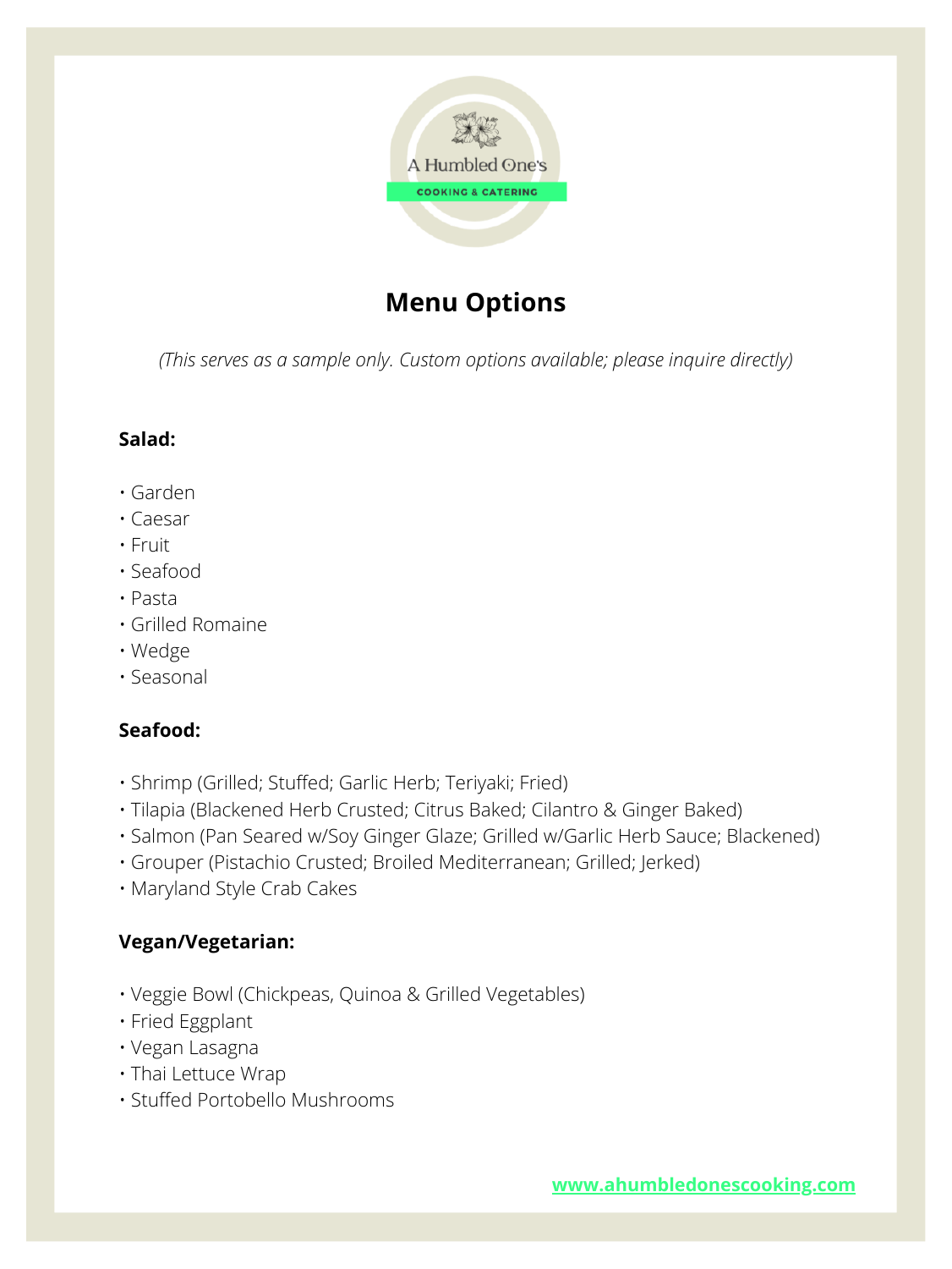A Humbled One's

COOKING & CATERING

# Menu Options

*(This serves as a sample only. Custom options available; please inquire directly)*

**Salad:**

- Garden
- Caesar
- Fruit
- Seafood
- Pasta
- Grilled Romaine
- Wedge
- Seasonal

**Seafood:**

- Shrimp (Grilled; Stuffed; Garlic Herb; Teriyaki; Fried)
- Tilapia (Blackened Herb Crusted; Citrus Baked; Cilantro & Ginger Baked)
- Salmon (Pan Seared w/Soy Ginger Glaze; Grilled w/Garlic Herb Sauce; Blackened)
- Grouper (Pistachio Crusted; Broiled Mediterranean; Grilled; Jerked)
- Maryland Style Crab Cakes

**Vegan/Vegetarian:**

- Veggie Bowl (Chickpeas, Quinoa & Grilled Vegetables)
- Fried Eggplant
- Vegan Lasagna
- Thai Lettuce Wrap
- Stuffed Portobello Mushrooms

www.ahumbledonescooking.com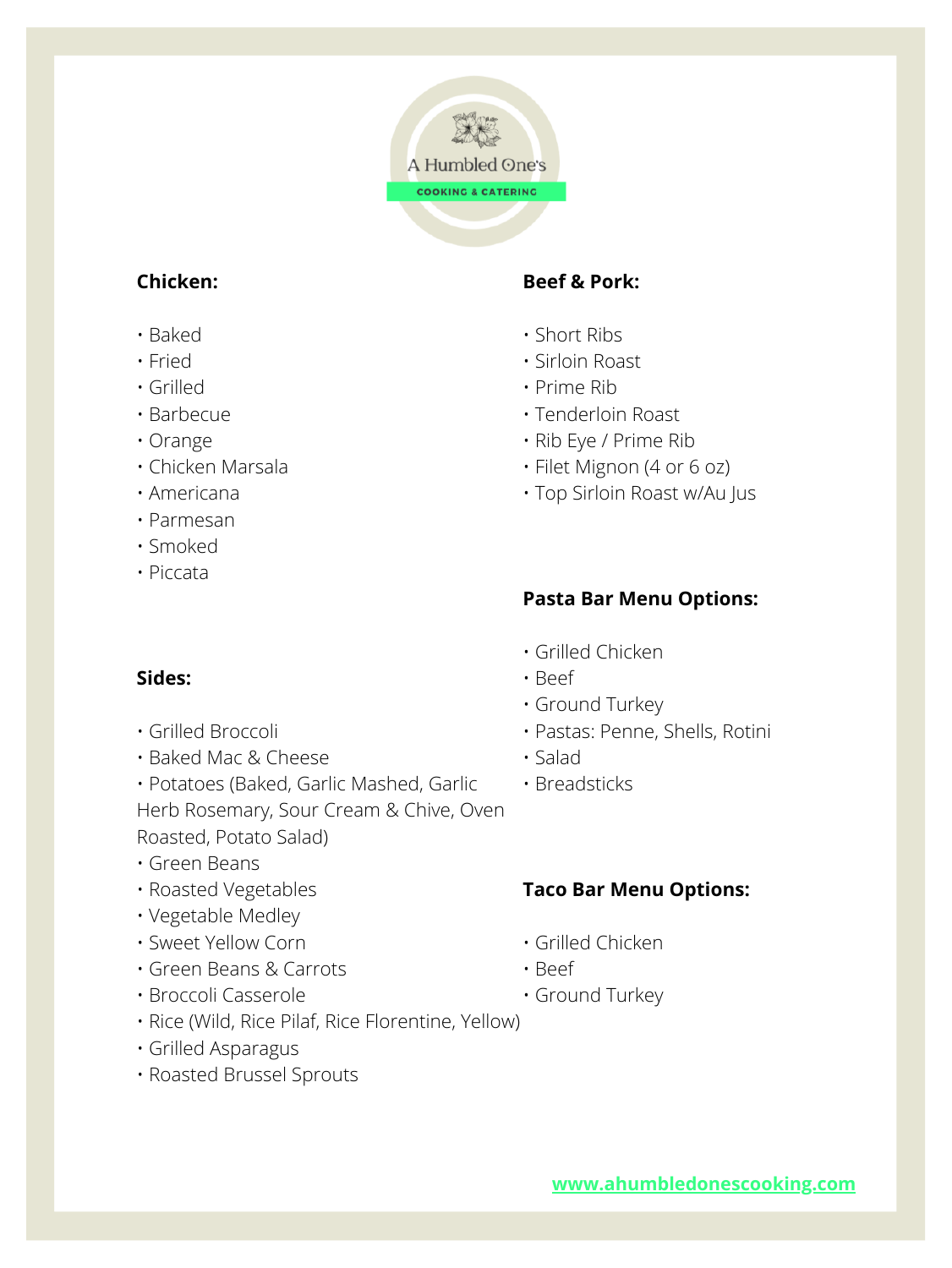A Humbled One's

COOKING & CATERING

**Chicken:**

- Baked
- Fried
- Grilled
- Barbecue
- Orange
- Chicken Marsala
- Americana
- Parmesan
- Smoked
- Piccata

**Sides:**

- Grilled Broccoli
- Baked Mac & Cheese
- Potatoes (Baked, Garlic Mashed, Garlic Herb Rosemary, Sour Cream & Chive, Oven Roasted, Potato Salad)
- Green Beans
- Roasted Vegetables
- Vegetable Medley
- Sweet Yellow Corn
- Green Beans & Carrots
- Broccoli Casserole
- Rice (Wild, Rice Pilaf, Rice Florentine, Yellow)
- Grilled Asparagus
- Roasted Brussel Sprouts

**Beef & Pork:**

- Short Ribs
- Sirloin Roast
- Prime Rib
- Tenderloin Roast
- Rib Eye / Prime Rib
- Filet Mignon (4 or 6 oz)
- Top Sirloin Roast w/Au Jus

**Pasta Bar Menu Options:**

- Grilled Chicken
- Beef
- Ground Turkey
- Pastas: Penne, Shells, Rotini
- Salad
- Breadsticks

**Taco Bar Menu Options:**

- Grilled Chicken
- Beef
- Ground Turkey

www.ahumbledonescooking.com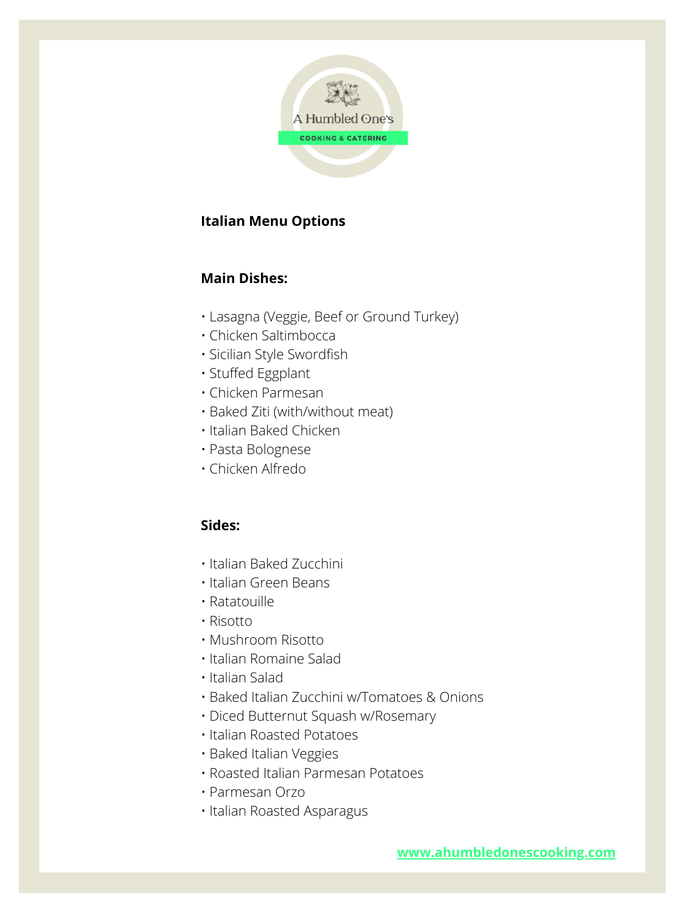A Humbled One's

COOKING & CATERING

## Italian Menu Options

### Main Dishes:

- Lasagna (Veggie, Beef or Ground Turkey)
- Chicken Saltimbocca
- Sicilian Style Swordfish
- Stuffed Eggplant
- Chicken Parmesan
- Baked Ziti (with/without meat)
- Italian Baked Chicken
- Pasta Bolognese
- Chicken Alfredo

### Sides:

- Italian Baked Zucchini
- Italian Green Beans
- Ratatouille
- Risotto
- Mushroom Risotto
- Italian Romaine Salad
- Italian Salad
- Baked Italian Zucchini w/Tomatoes & Onions
- Diced Butternut Squash w/Rosemary
- Italian Roasted Potatoes
- Baked Italian Veggies
- Roasted Italian Parmesan Potatoes
- Parmesan Orzo
- Italian Roasted Asparagus

www.ahumbledonescooking.com